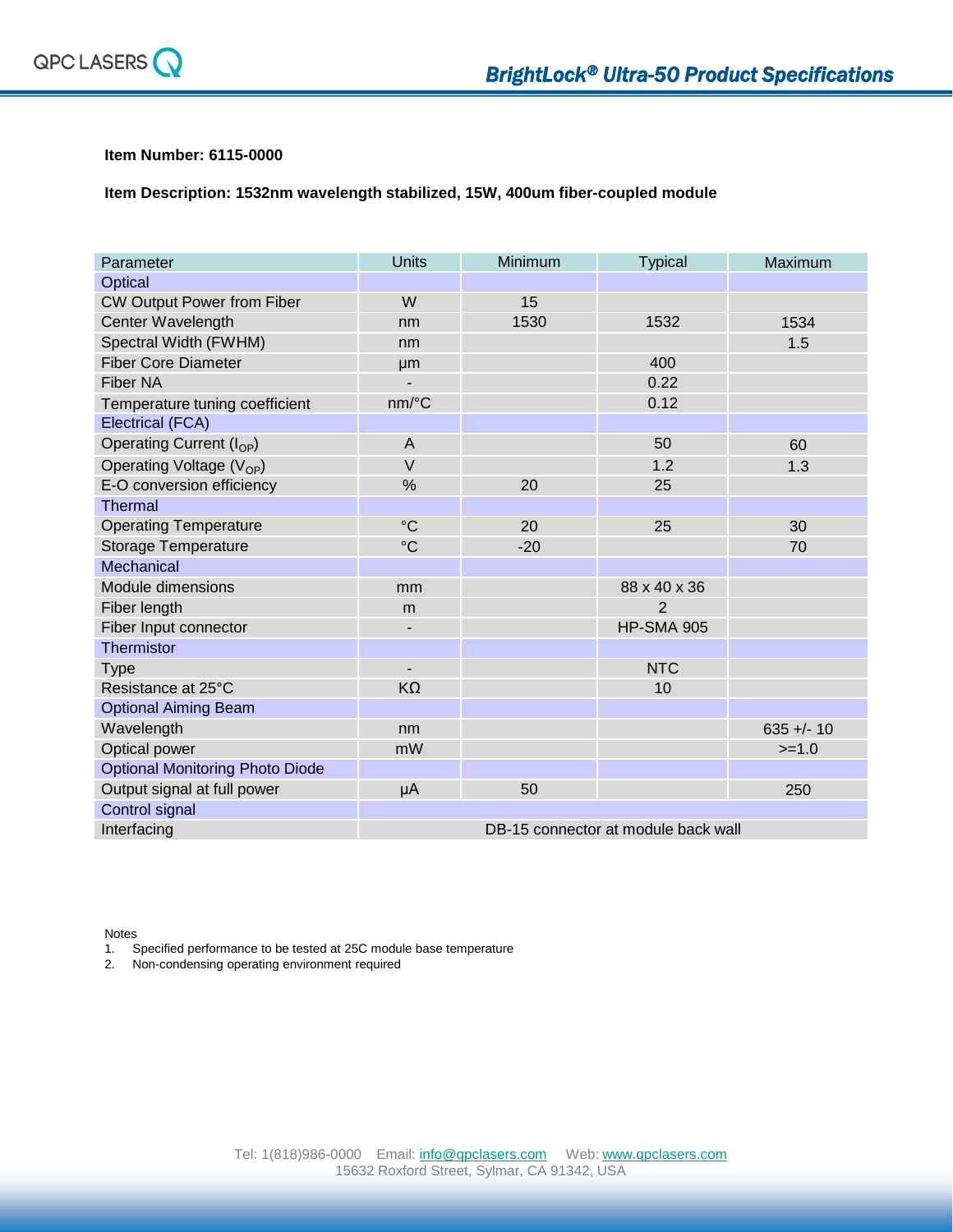**Item Number: 6115-0000**

**Item Description: 1532nm wavelength stabilized, 15W, 400um fiber-coupled module**

| Parameter | Units | Minimum | Typical | Maximum |
|---|---|---|---|---|
| Optical | | | | |
| CW Output Power from Fiber | W | 15 | | |
| Center Wavelength | nm | 1530 | 1532 | 1534 |
| Spectral Width (FWHM) | nm | | | 1.5 |
| Fiber Core Diameter | µm | | 400 | |
| Fiber NA | - | | 0.22 | |
| Temperature tuning coefficient | nm/°C | | 0.12 | |
| Electrical (FCA) | | | | |
| Operating Current ($I_{OP}$) | A | | 50 | 60 |
| Operating Voltage ($V_{OP}$) | V | | 1.2 | 1.3 |
| E-O conversion efficiency | % | 20 | 25 | |
| Thermal | | | | |
| Operating Temperature | °C | 20 | 25 | 30 |
| Storage Temperature | °C | -20 | | 70 |
| Mechanical | | | | |
| Module dimensions | mm | | 88 x 40 x 36 | |
| Fiber length | m | | 2 | |
| Fiber Input connector | - | | HP-SMA 905 | |
| Thermistor | | | | |
| Type | - | | NTC | |
| Resistance at 25°C | KΩ | | 10 | |
| Optional Aiming Beam | | | | |
| Wavelength | nm | | | 635 +/- 10 |
| Optical power | mW | | | >=1.0 |
| Optional Monitoring Photo Diode | | | | |
| Output signal at full power | µA | 50 | | 250 |
| Control signal | | | | |
| Interfacing | DB-15 connector at module back wall | | | |

Notes
1. Specified performance to be tested at 25C module base temperature
2. Non-condensing operating environment required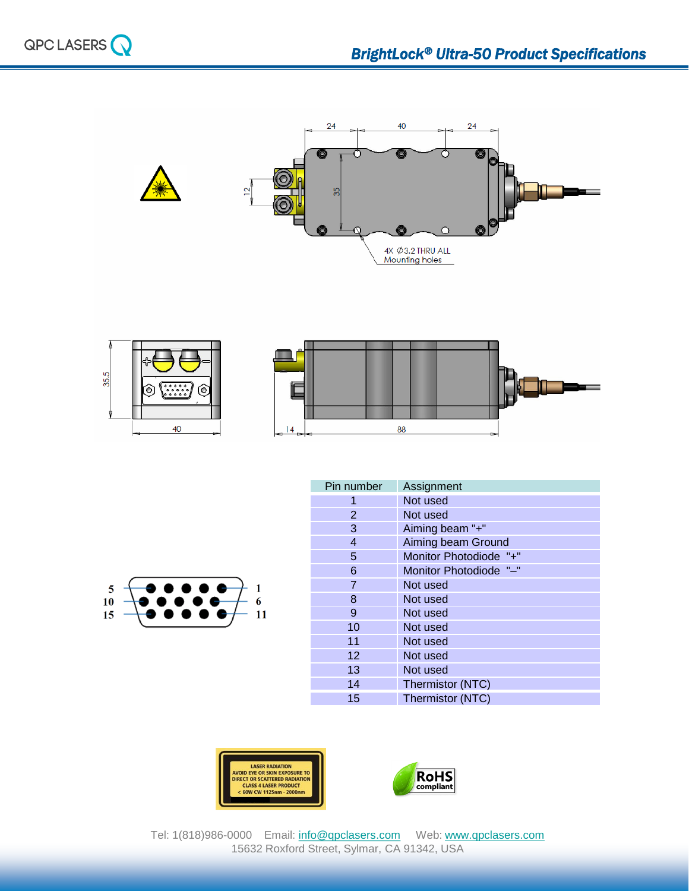24 40 24

12

35

4X ∅3.2 THRU ALL
Mounting holes

35.5

40

14

88

5
10
15

1
6
11

| Pin number | Assignment |
| --- | --- |
| 1 | Not used |
| 2 | Not used |
| 3 | Aiming beam "+" |
| 4 | Aiming beam Ground |
| 5 | Monitor Photodiode "+" |
| 6 | Monitor Photodiode "–" |
| 7 | Not used |
| 8 | Not used |
| 9 | Not used |
| 10 | Not used |
| 11 | Not used |
| 12 | Not used |
| 13 | Not used |
| 14 | Thermistor (NTC) |
| 15 | Thermistor (NTC) |

LASER RADIATION
AVOID EYE OR SKIN EXPOSURE TO
DIRECT OR SCATTERED RADIATION
CLASS 4 LASER PRODUCT
< 60W CW 1125nm - 2000nm

RoHS
compliant

Tel: 1(818)986-0000 Email: info@qpclasers.com Web: www.qpclasers.com
15632 Roxford Street, Sylmar, CA 91342, USA